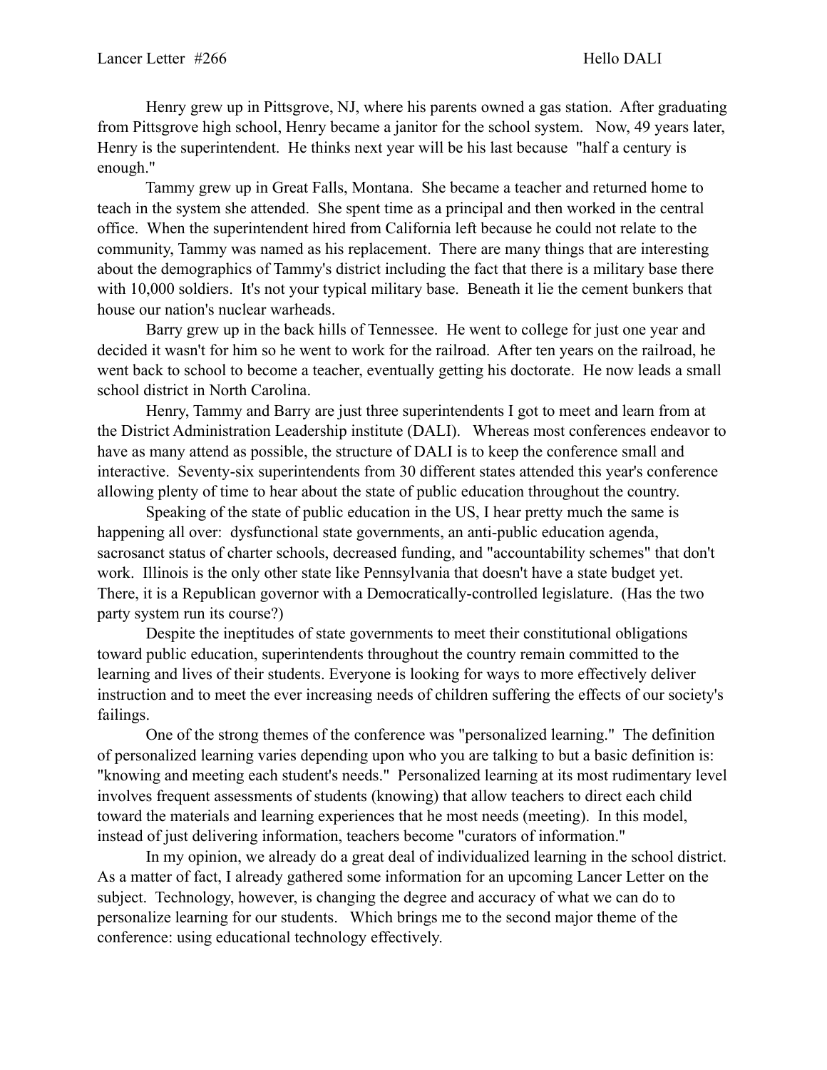Lancer Letter #266 Hello DALI

Henry grew up in Pittsgrove, NJ, where his parents owned a gas station. After graduating from Pittsgrove high school, Henry became a janitor for the school system. Now, 49 years later, Henry is the superintendent. He thinks next year will be his last because "half a century is enough."

Tammy grew up in Great Falls, Montana. She became a teacher and returned home to teach in the system she attended. She spent time as a principal and then worked in the central office. When the superintendent hired from California left because he could not relate to the community, Tammy was named as his replacement. There are many things that are interesting about the demographics of Tammy's district including the fact that there is a military base there with 10,000 soldiers. It's not your typical military base. Beneath it lie the cement bunkers that house our nation's nuclear warheads.

Barry grew up in the back hills of Tennessee. He went to college for just one year and decided it wasn't for him so he went to work for the railroad. After ten years on the railroad, he went back to school to become a teacher, eventually getting his doctorate. He now leads a small school district in North Carolina.

Henry, Tammy and Barry are just three superintendents I got to meet and learn from at the District Administration Leadership institute (DALI). Whereas most conferences endeavor to have as many attend as possible, the structure of DALI is to keep the conference small and interactive. Seventy-six superintendents from 30 different states attended this year's conference allowing plenty of time to hear about the state of public education throughout the country.

Speaking of the state of public education in the US, I hear pretty much the same is happening all over: dysfunctional state governments, an anti-public education agenda, sacrosanct status of charter schools, decreased funding, and "accountability schemes" that don't work. Illinois is the only other state like Pennsylvania that doesn't have a state budget yet. There, it is a Republican governor with a Democratically-controlled legislature. (Has the two party system run its course?)

Despite the ineptitudes of state governments to meet their constitutional obligations toward public education, superintendents throughout the country remain committed to the learning and lives of their students. Everyone is looking for ways to more effectively deliver instruction and to meet the ever increasing needs of children suffering the effects of our society's failings.

One of the strong themes of the conference was "personalized learning." The definition of personalized learning varies depending upon who you are talking to but a basic definition is: "knowing and meeting each student's needs." Personalized learning at its most rudimentary level involves frequent assessments of students (knowing) that allow teachers to direct each child toward the materials and learning experiences that he most needs (meeting). In this model, instead of just delivering information, teachers become "curators of information."

In my opinion, we already do a great deal of individualized learning in the school district. As a matter of fact, I already gathered some information for an upcoming Lancer Letter on the subject. Technology, however, is changing the degree and accuracy of what we can do to personalize learning for our students. Which brings me to the second major theme of the conference: using educational technology effectively.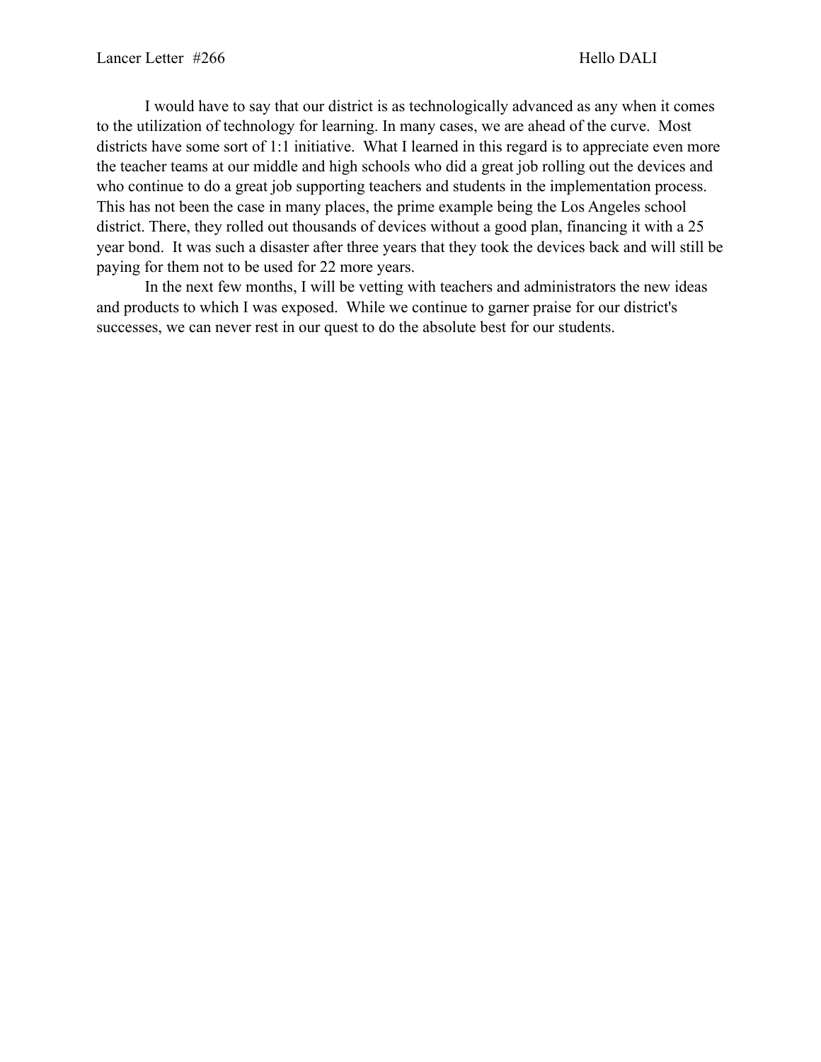I would have to say that our district is as technologically advanced as any when it comes to the utilization of technology for learning. In many cases, we are ahead of the curve. Most districts have some sort of 1:1 initiative. What I learned in this regard is to appreciate even more the teacher teams at our middle and high schools who did a great job rolling out the devices and who continue to do a great job supporting teachers and students in the implementation process. This has not been the case in many places, the prime example being the Los Angeles school district. There, they rolled out thousands of devices without a good plan, financing it with a 25 year bond. It was such a disaster after three years that they took the devices back and will still be paying for them not to be used for 22 more years.

In the next few months, I will be vetting with teachers and administrators the new ideas and products to which I was exposed. While we continue to garner praise for our district's successes, we can never rest in our quest to do the absolute best for our students.